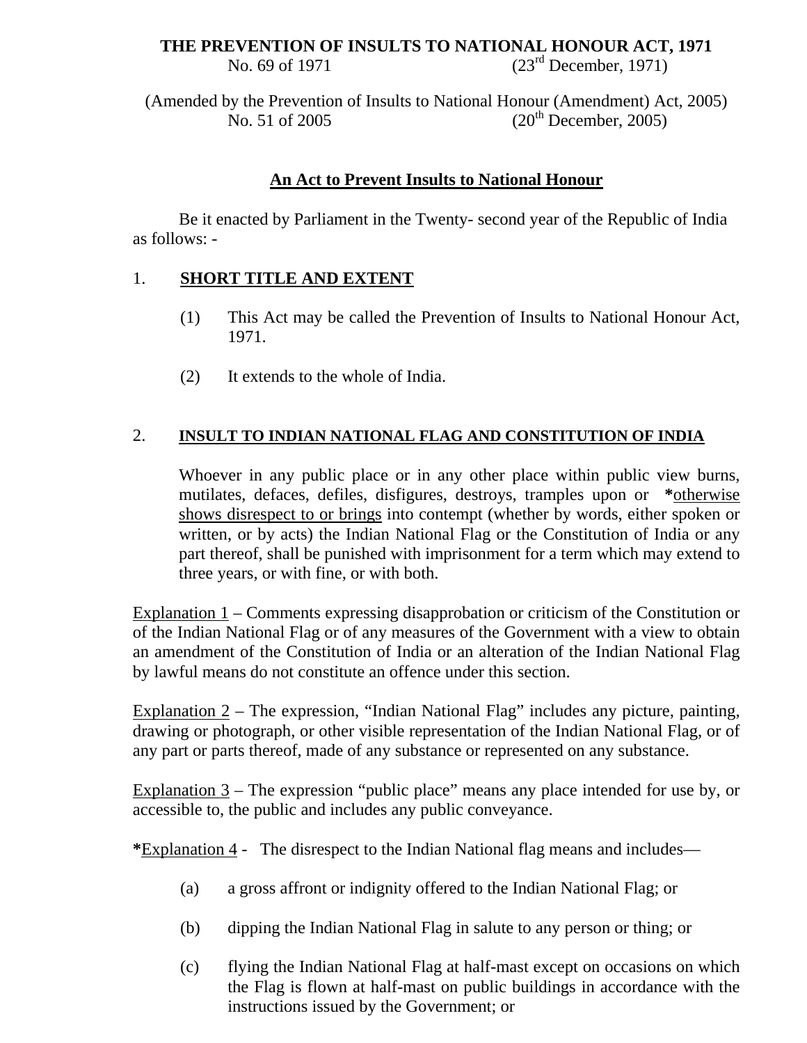# THE PREVENTION OF INSULTS TO NATIONAL HONOUR ACT, 1971

No. 69 of 1971 (23rd December, 1971)

(Amended by the Prevention of Insults to National Honour (Amendment) Act, 2005)
No. 51 of 2005 (20th December, 2005)

## An Act to Prevent Insults to National Honour

Be it enacted by Parliament in the Twenty- second year of the Republic of India as follows: -

### 1. SHORT TITLE AND EXTENT

(1) This Act may be called the Prevention of Insults to National Honour Act, 1971.

(2) It extends to the whole of India.

### 2. INSULT TO INDIAN NATIONAL FLAG AND CONSTITUTION OF INDIA

Whoever in any public place or in any other place within public view burns, mutilates, defaces, defiles, disfigures, destroys, tramples upon or ***otherwise shows disrespect to or brings** into contempt (whether by words, either spoken or written, or by acts) the Indian National Flag or the Constitution of India or any part thereof, shall be punished with imprisonment for a term which may extend to three years, or with fine, or with both.

Explanation 1 – Comments expressing disapprobation or criticism of the Constitution or of the Indian National Flag or of any measures of the Government with a view to obtain an amendment of the Constitution of India or an alteration of the Indian National Flag by lawful means do not constitute an offence under this section.

Explanation 2 – The expression, "Indian National Flag" includes any picture, painting, drawing or photograph, or other visible representation of the Indian National Flag, or of any part or parts thereof, made of any substance or represented on any substance.

Explanation 3 – The expression "public place" means any place intended for use by, or accessible to, the public and includes any public conveyance.

***Explanation 4** - The disrespect to the Indian National flag means and includes—

(a) a gross affront or indignity offered to the Indian National Flag; or

(b) dipping the Indian National Flag in salute to any person or thing; or

(c) flying the Indian National Flag at half-mast except on occasions on which the Flag is flown at half-mast on public buildings in accordance with the instructions issued by the Government; or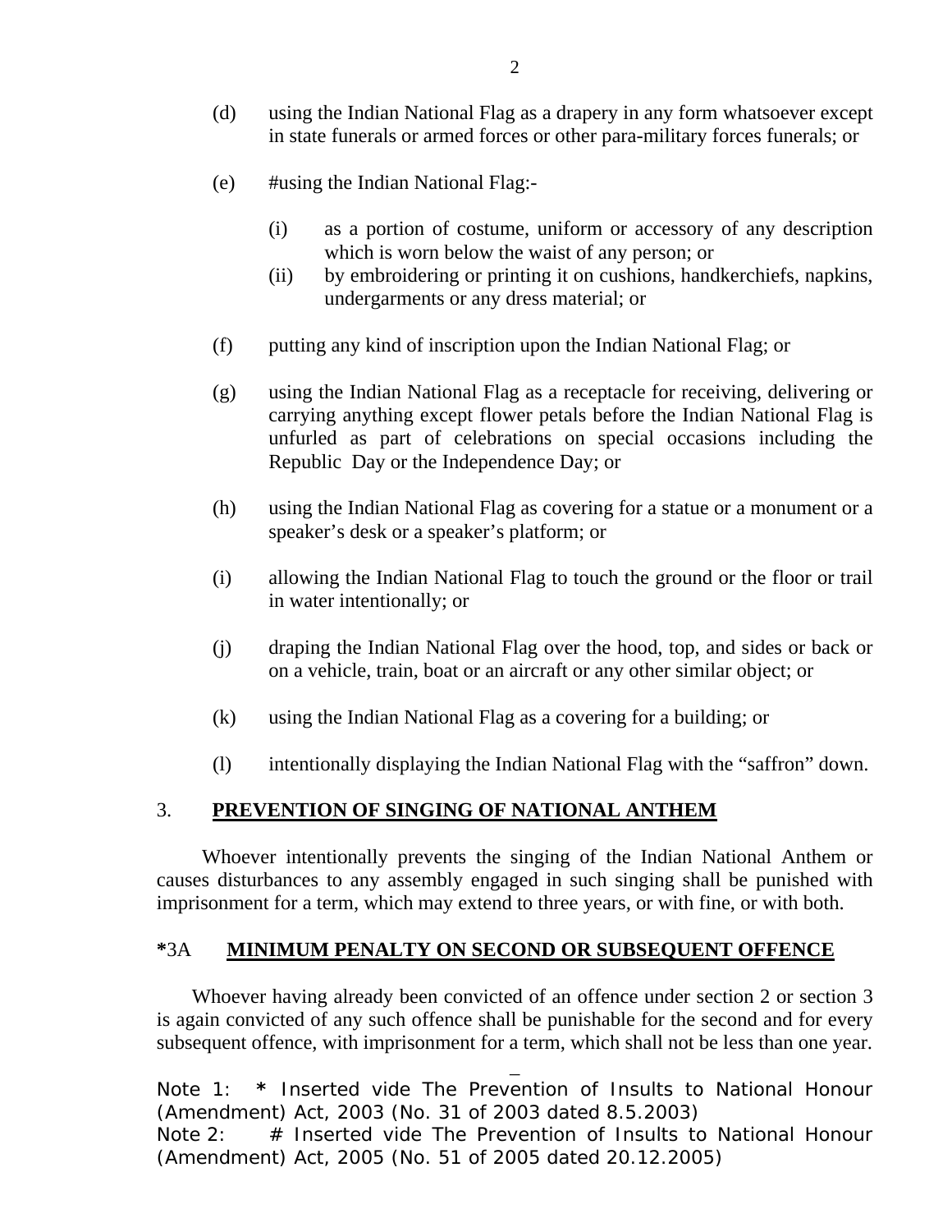(d) using the Indian National Flag as a drapery in any form whatsoever except in state funerals or armed forces or other para-military forces funerals; or

(e) #using the Indian National Flag:-

   (i) as a portion of costume, uniform or accessory of any description which is worn below the waist of any person; or
   (ii) by embroidering or printing it on cushions, handkerchiefs, napkins, undergarments or any dress material; or

(f) putting any kind of inscription upon the Indian National Flag; or

(g) using the Indian National Flag as a receptacle for receiving, delivering or carrying anything except flower petals before the Indian National Flag is unfurled as part of celebrations on special occasions including the Republic Day or the Independence Day; or

(h) using the Indian National Flag as covering for a statue or a monument or a speaker's desk or a speaker's platform; or

(i) allowing the Indian National Flag to touch the ground or the floor or trail in water intentionally; or

(j) draping the Indian National Flag over the hood, top, and sides or back or on a vehicle, train, boat or an aircraft or any other similar object; or

(k) using the Indian National Flag as a covering for a building; or

(l) intentionally displaying the Indian National Flag with the "saffron" down.

## 3. **PREVENTION OF SINGING OF NATIONAL ANTHEM**

Whoever intentionally prevents the singing of the Indian National Anthem or causes disturbances to any assembly engaged in such singing shall be punished with imprisonment for a term, which may extend to three years, or with fine, or with both.

## ***3A** **MINIMUM PENALTY ON SECOND OR SUBSEQUENT OFFENCE**

Whoever having already been convicted of an offence under section 2 or section 3 is again convicted of any such offence shall be punishable for the second and for every subsequent offence, with imprisonment for a term, which shall not be less than one year.

---

Note 1: * Inserted vide The Prevention of Insults to National Honour (Amendment) Act, 2003 (No. 31 of 2003 dated 8.5.2003)

Note 2: # Inserted vide The Prevention of Insults to National Honour (Amendment) Act, 2005 (No. 51 of 2005 dated 20.12.2005)